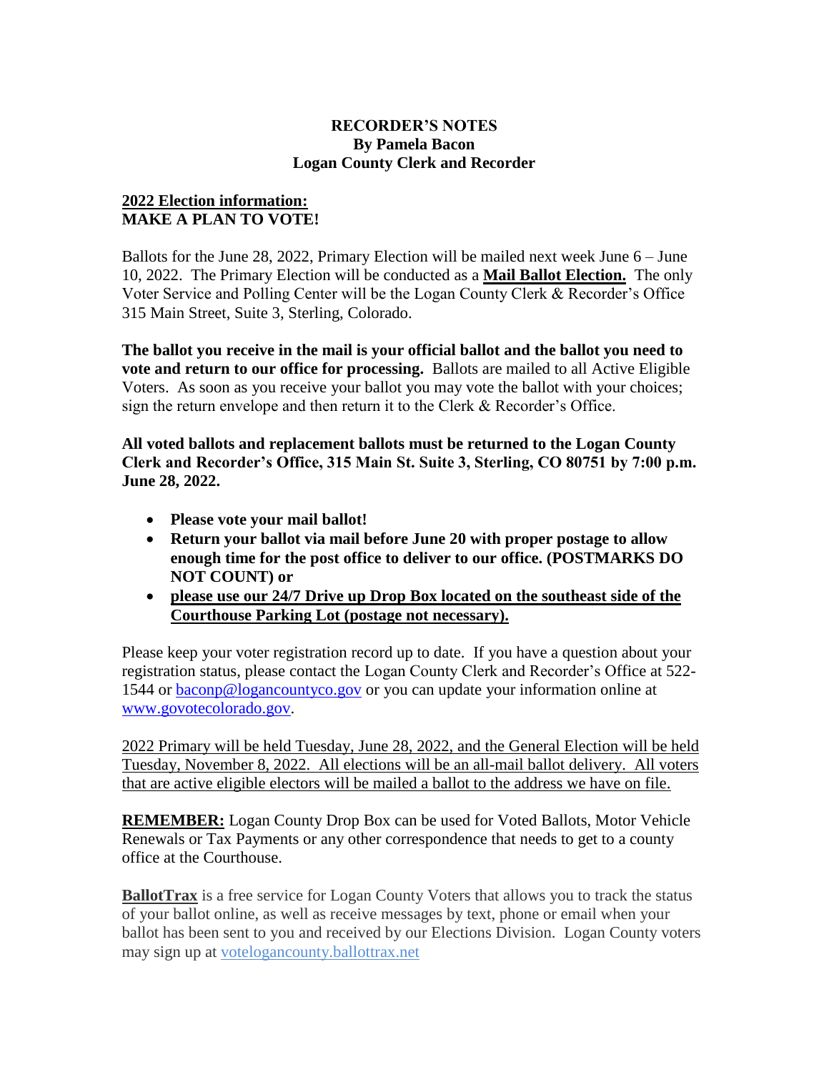**RECORDER'S NOTES**
**By Pamela Bacon**
**Logan County Clerk and Recorder**

**2022 Election information:**
**MAKE A PLAN TO VOTE!**

Ballots for the June 28, 2022, Primary Election will be mailed next week June 6 – June 10, 2022. The Primary Election will be conducted as a **Mail Ballot Election.** The only Voter Service and Polling Center will be the Logan County Clerk & Recorder's Office 315 Main Street, Suite 3, Sterling, Colorado.

**The ballot you receive in the mail is your official ballot and the ballot you need to vote and return to our office for processing.** Ballots are mailed to all Active Eligible Voters. As soon as you receive your ballot you may vote the ballot with your choices; sign the return envelope and then return it to the Clerk & Recorder's Office.

**All voted ballots and replacement ballots must be returned to the Logan County Clerk and Recorder's Office, 315 Main St. Suite 3, Sterling, CO 80751 by 7:00 p.m. June 28, 2022.**

- **Please vote your mail ballot!**
- **Return your ballot via mail before June 20 with proper postage to allow enough time for the post office to deliver to our office. (POSTMARKS DO NOT COUNT) or**
- **please use our 24/7 Drive up Drop Box located on the southeast side of the Courthouse Parking Lot (postage not necessary).**

Please keep your voter registration record up to date. If you have a question about your registration status, please contact the Logan County Clerk and Recorder's Office at 522-1544 or baconp@logancountyco.gov or you can update your information online at www.govotecolorado.gov.

2022 Primary will be held Tuesday, June 28, 2022, and the General Election will be held Tuesday, November 8, 2022. All elections will be an all-mail ballot delivery. All voters that are active eligible electors will be mailed a ballot to the address we have on file.

**REMEMBER:** Logan County Drop Box can be used for Voted Ballots, Motor Vehicle Renewals or Tax Payments or any other correspondence that needs to get to a county office at the Courthouse.

**BallotTrax** is a free service for Logan County Voters that allows you to track the status of your ballot online, as well as receive messages by text, phone or email when your ballot has been sent to you and received by our Elections Division. Logan County voters may sign up at votelogancounty.ballottrax.net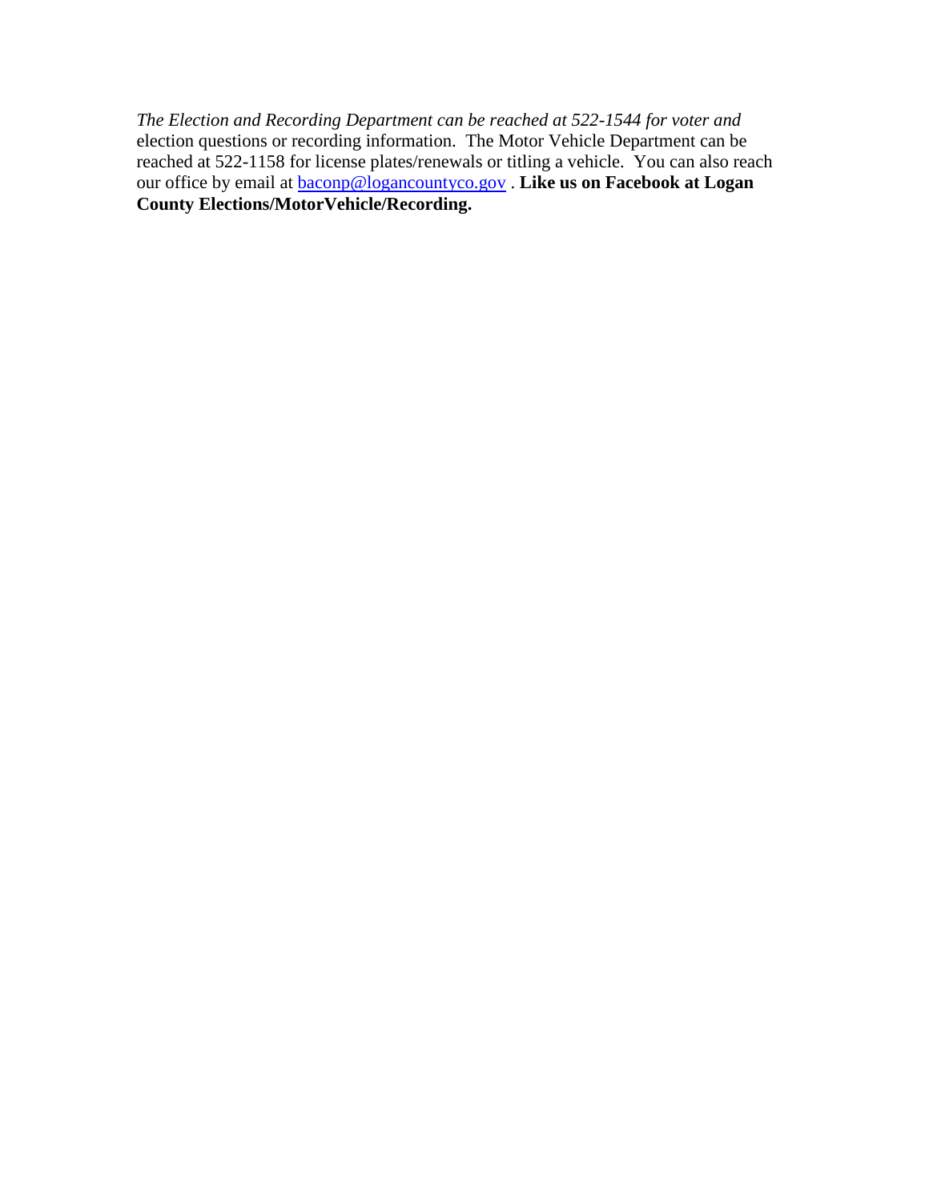*The Election and Recording Department can be reached at 522-1544 for voter and* election questions or recording information. The Motor Vehicle Department can be reached at 522-1158 for license plates/renewals or titling a vehicle. You can also reach our office by email at [baconp@logancountyco.gov](mailto:baconp@logancountyco.gov) . **Like us on Facebook at Logan County Elections/MotorVehicle/Recording.**